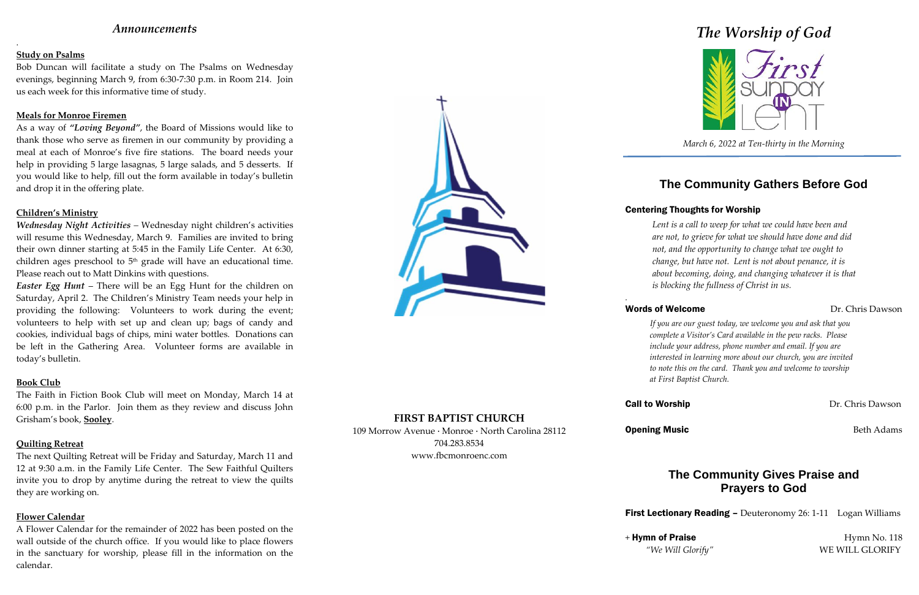## *Announcements*

**Study on Psalms**

Bob Duncan will facilitate a study on The Psalms on Wednesday evenings, beginning March 9, from 6:30-7:30 p.m. in Room 214. Join us each week for this informative time of study.

**Meals for Monroe Firemen**

As a way of ***"Loving Beyond"***, the Board of Missions would like to thank those who serve as firemen in our community by providing a meal at each of Monroe's five fire stations. The board needs your help in providing 5 large lasagnas, 5 large salads, and 5 desserts. If you would like to help, fill out the form available in today's bulletin and drop it in the offering plate.

**Children's Ministry**

***Wednesday Night Activities*** – Wednesday night children's activities will resume this Wednesday, March 9. Families are invited to bring their own dinner starting at 5:45 in the Family Life Center. At 6:30, children ages preschool to 5th grade will have an educational time. Please reach out to Matt Dinkins with questions.

***Easter Egg Hunt*** – There will be an Egg Hunt for the children on Saturday, April 2. The Children's Ministry Team needs your help in providing the following: Volunteers to work during the event; volunteers to help with set up and clean up; bags of candy and cookies, individual bags of chips, mini water bottles. Donations can be left in the Gathering Area. Volunteer forms are available in today's bulletin.

**Book Club**

The Faith in Fiction Book Club will meet on Monday, March 14 at 6:00 p.m. in the Parlor. Join them as they review and discuss John Grisham's book, **Sooley**.

**Quilting Retreat**

The next Quilting Retreat will be Friday and Saturday, March 11 and 12 at 9:30 a.m. in the Family Life Center. The Sew Faithful Quilters invite you to drop by anytime during the retreat to view the quilts they are working on.

**Flower Calendar**

A Flower Calendar for the remainder of 2022 has been posted on the wall outside of the church office. If you would like to place flowers in the sanctuary for worship, please fill in the information on the calendar.

**FIRST BAPTIST CHURCH**
109 Morrow Avenue · Monroe · North Carolina 28112
704.283.8534
www.fbcmonroenc.com

# *The Worship of God*

First Sunday in Lent

*March 6, 2022 at Ten-thirty in the Morning*

## The Community Gathers Before God

**Centering Thoughts for Worship**

*Lent is a call to weep for what we could have been and are not, to grieve for what we should have done and did not, and the opportunity to change what we ought to change, but have not. Lent is not about penance, it is about becoming, doing, and changing whatever it is that is blocking the fullness of Christ in us.*

**Words of Welcome** Dr. Chris Dawson

*If you are our guest today, we welcome you and ask that you complete a Visitor's Card available in the pew racks. Please include your address, phone number and email. If you are interested in learning more about our church, you are invited to note this on the card. Thank you and welcome to worship at First Baptist Church.*

**Call to Worship** Dr. Chris Dawson

**Opening Music** Beth Adams

## The Community Gives Praise and Prayers to God

**First Lectionary Reading –** Deuteronomy 26: 1-11 Logan Williams

\+ **Hymn of Praise** Hymn No. 118
*"We Will Glorify"* WE WILL GLORIFY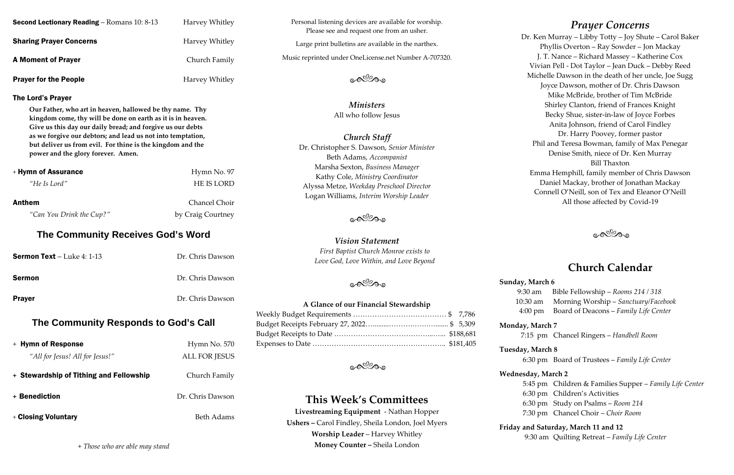**Second Lectionary Reading** – Romans 10: 8-13 — Harvey Whitley

**Sharing Prayer Concerns** — Harvey Whitley

**A Moment of Prayer** — Church Family

**Prayer for the People** — Harvey Whitley

**The Lord's Prayer**

**Our Father, who art in heaven, hallowed be thy name. Thy kingdom come, thy will be done on earth as it is in heaven. Give us this day our daily bread; and forgive us our debts as we forgive our debtors; and lead us not into temptation, but deliver us from evil. For thine is the kingdom and the power and the glory forever. Amen.**

+ **Hymn of Assurance** — Hymn No. 97
*"He Is Lord"* — HE IS LORD

**Anthem** — Chancel Choir
*"Can You Drink the Cup?"* — by Craig Courtney

## The Community Receives God's Word

**Sermon Text** – Luke 4: 1-13 — Dr. Chris Dawson

**Sermon** — Dr. Chris Dawson

**Prayer** — Dr. Chris Dawson

## The Community Responds to God's Call

+ **Hymn of Response** — Hymn No. 570
*"All for Jesus! All for Jesus!"* — ALL FOR JESUS

+ **Stewardship of Tithing and Fellowship** — Church Family

+ **Benediction** — Dr. Chris Dawson

+ **Closing Voluntary** — Beth Adams

*+ Those who are able may stand*

Personal listening devices are available for worship. Please see and request one from an usher.

Large print bulletins are available in the narthex.

Music reprinted under OneLicense.net Number A-707320.

### *Ministers*

All who follow Jesus

### *Church Staff*

Dr. Christopher S. Dawson, *Senior Minister*
Beth Adams, *Accompanist*
Marsha Sexton, *Business Manager*
Kathy Cole, *Ministry Coordinator*
Alyssa Metze, *Weekday Preschool Director*
Logan Williams, *Interim Worship Leader*

### *Vision Statement*

*First Baptist Church Monroe exists to Love God, Love Within, and Love Beyond*

### A Glance of our Financial Stewardship

| | |
|---|---|
| Weekly Budget Requirements | $ 7,786 |
| Budget Receipts February 27, 2022 | $ 5,309 |
| Budget Receipts to Date | $188,681 |
| Expenses to Date | $181,405 |

## This Week's Committees

**Livestreaming Equipment** - Nathan Hopper
**Ushers –** Carol Findley, Sheila London, Joel Myers
**Worship Leader** – Harvey Whitley
**Money Counter –** Sheila London

## *Prayer Concerns*

Dr. Ken Murray – Libby Totty – Joy Shute – Carol Baker
Phyllis Overton – Ray Sowder – Jon Mackay
J. T. Nance – Richard Massey – Katherine Cox
Vivian Pell - Dot Taylor – Jean Duck – Debby Reed
Michelle Dawson in the death of her uncle, Joe Sugg
Joyce Dawson, mother of Dr. Chris Dawson
Mike McBride, brother of Tim McBride
Shirley Clanton, friend of Frances Knight
Becky Shue, sister-in-law of Joyce Forbes
Anita Johnson, friend of Carol Findley
Dr. Harry Poovey, former pastor
Phil and Teresa Bowman, family of Max Penegar
Denise Smith, niece of Dr. Ken Murray
Bill Thaxton
Emma Hemphill, family member of Chris Dawson
Daniel Mackay, brother of Jonathan Mackay
Connell O'Neill, son of Tex and Eleanor O'Neill
All those affected by Covid-19

## Church Calendar

**Sunday, March 6**
9:30 am Bible Fellowship – *Rooms 214 / 318*
10:30 am Morning Worship – *Sanctuary/Facebook*
4:00 pm Board of Deacons – *Family Life Center*

**Monday, March 7**
7:15 pm Chancel Ringers – *Handbell Room*

**Tuesday, March 8**
6:30 pm Board of Trustees – *Family Life Center*

**Wednesday, March 2**
5:45 pm Children & Families Supper – *Family Life Center*
6:30 pm Children's Activities
6:30 pm Study on Psalms – *Room 214*
7:30 pm Chancel Choir – *Choir Room*

**Friday and Saturday, March 11 and 12**
9:30 am Quilting Retreat – *Family Life Center*